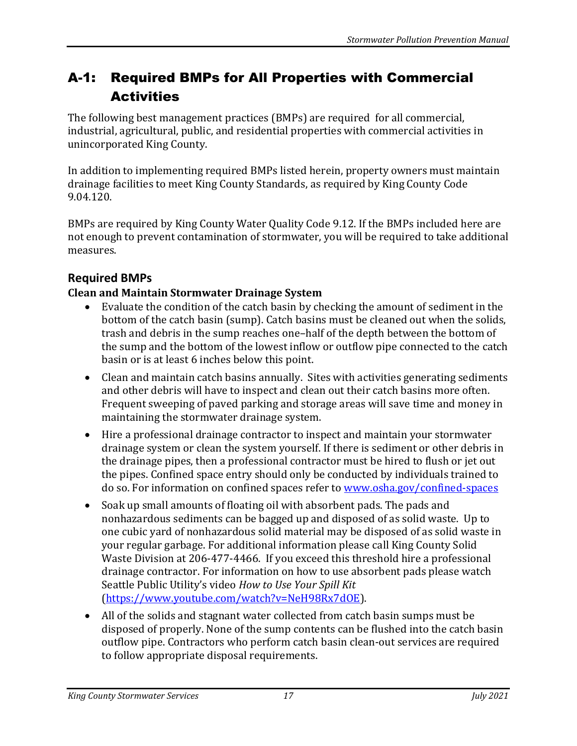# A-1: Required BMPs for All Properties with Commercial Activities

The following best management practices (BMPs) are required for all commercial, industrial, agricultural, public, and residential properties with commercial activities in unincorporated King County.

In addition to implementing required BMPs listed herein, property owners must maintain drainage facilities to meet King County Standards, as required by King County Code 9.04.120.

BMPs are required by King County Water Quality Code 9.12. If the BMPs included here are not enough to prevent contamination of stormwater, you will be required to take additional measures.

## Required BMPs

### Clean and Maintain Stormwater Drainage System

- Evaluate the condition of the catch basin by checking the amount of sediment in the bottom of the catch basin (sump). Catch basins must be cleaned out when the solids, trash and debris in the sump reaches one–half of the depth between the bottom of the sump and the bottom of the lowest inflow or outflow pipe connected to the catch basin or is at least 6 inches below this point.
- Clean and maintain catch basins annually. Sites with activities generating sediments and other debris will have to inspect and clean out their catch basins more often. Frequent sweeping of paved parking and storage areas will save time and money in maintaining the stormwater drainage system.
- Hire a professional drainage contractor to inspect and maintain your stormwater drainage system or clean the system yourself. If there is sediment or other debris in the drainage pipes, then a professional contractor must be hired to flush or jet out the pipes. Confined space entry should only be conducted by individuals trained to do so. For information on confined spaces refer to [www.osha.gov/confined-spaces](http://www.osha.gov/confined-spaces)
- Soak up small amounts of floating oil with absorbent pads. The pads and nonhazardous sediments can be bagged up and disposed of as solid waste. Up to one cubic yard of nonhazardous solid material may be disposed of as solid waste in your regular garbage. For additional information please call King County Solid Waste Division at 206-477-4466. If you exceed this threshold hire a professional drainage contractor. For information on how to use absorbent pads please watch Seattle Public Utility's video *How to Use Your Spill Kit* ([https://www.youtube.com/watch?v=NeH98Rx7dOE](https://www.youtube.com/watch?v=NeH98Rx7dOE)).
- All of the solids and stagnant water collected from catch basin sumps must be disposed of properly. None of the sump contents can be flushed into the catch basin outflow pipe. Contractors who perform catch basin clean-out services are required to follow appropriate disposal requirements.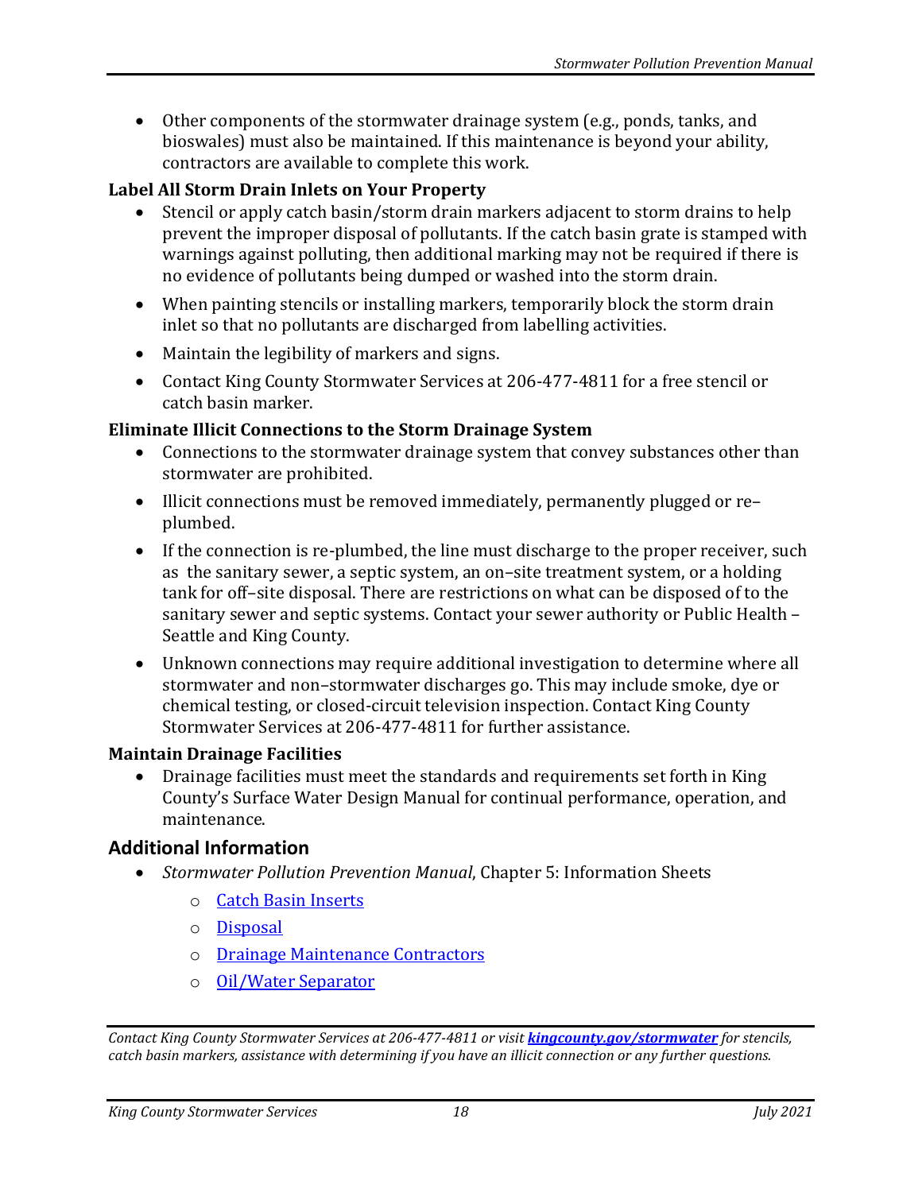- Other components of the stormwater drainage system (e.g., ponds, tanks, and bioswales) must also be maintained. If this maintenance is beyond your ability, contractors are available to complete this work.

**Label All Storm Drain Inlets on Your Property**

- Stencil or apply catch basin/storm drain markers adjacent to storm drains to help prevent the improper disposal of pollutants. If the catch basin grate is stamped with warnings against polluting, then additional marking may not be required if there is no evidence of pollutants being dumped or washed into the storm drain.
- When painting stencils or installing markers, temporarily block the storm drain inlet so that no pollutants are discharged from labelling activities.
- Maintain the legibility of markers and signs.
- Contact King County Stormwater Services at 206-477-4811 for a free stencil or catch basin marker.

**Eliminate Illicit Connections to the Storm Drainage System**

- Connections to the stormwater drainage system that convey substances other than stormwater are prohibited.
- Illicit connections must be removed immediately, permanently plugged or re–plumbed.
- If the connection is re-plumbed, the line must discharge to the proper receiver, such as the sanitary sewer, a septic system, an on–site treatment system, or a holding tank for off–site disposal. There are restrictions on what can be disposed of to the sanitary sewer and septic systems. Contact your sewer authority or Public Health – Seattle and King County.
- Unknown connections may require additional investigation to determine where all stormwater and non–stormwater discharges go. This may include smoke, dye or chemical testing, or closed-circuit television inspection. Contact King County Stormwater Services at 206-477-4811 for further assistance.

**Maintain Drainage Facilities**

- Drainage facilities must meet the standards and requirements set forth in King County's Surface Water Design Manual for continual performance, operation, and maintenance.

## Additional Information

- *Stormwater Pollution Prevention Manual*, Chapter 5: Information Sheets
  - Catch Basin Inserts
  - Disposal
  - Drainage Maintenance Contractors
  - Oil/Water Separator

*Contact King County Stormwater Services at 206-477-4811 or visit **kingcounty.gov/stormwater** for stencils, catch basin markers, assistance with determining if you have an illicit connection or any further questions.*